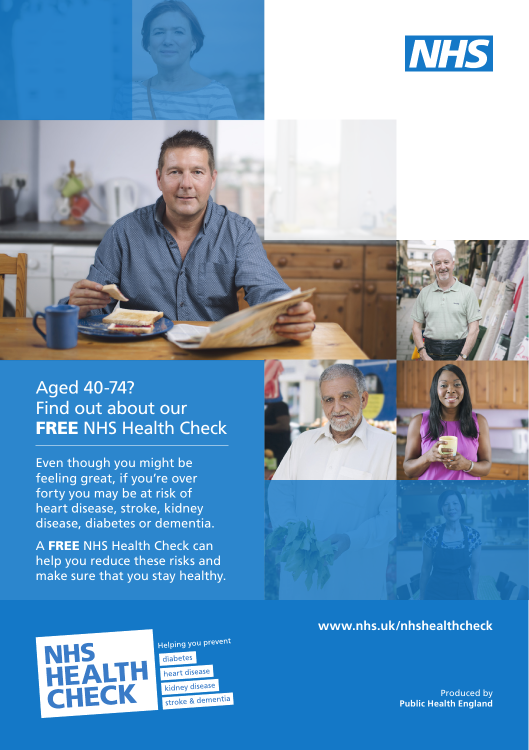NHS

# Aged 40-74? Find out about our **FREE** NHS Health Check

Even though you might be feeling great, if you're over forty you may be at risk of heart disease, stroke, kidney disease, diabetes or dementia.

A **FREE** NHS Health Check can help you reduce these risks and make sure that you stay healthy.

**www.nhs.uk/nhshealthcheck**

**NHS HEALTH CHECK**

Helping you prevent

- diabetes
- heart disease
- kidney disease
- stroke & dementia

Produced by
**Public Health England**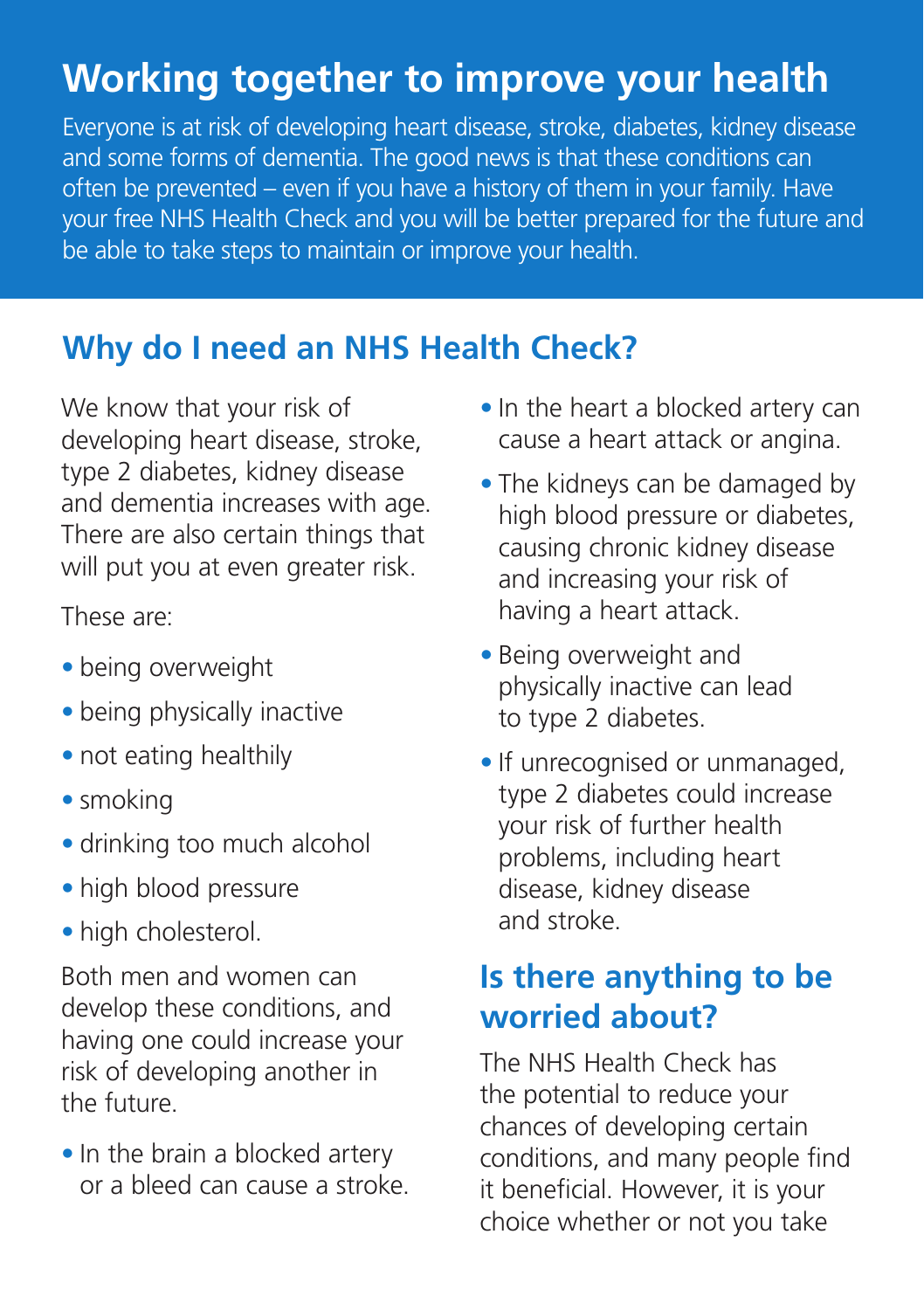# Working together to improve your health

Everyone is at risk of developing heart disease, stroke, diabetes, kidney disease and some forms of dementia. The good news is that these conditions can often be prevented – even if you have a history of them in your family. Have your free NHS Health Check and you will be better prepared for the future and be able to take steps to maintain or improve your health.

## Why do I need an NHS Health Check?

We know that your risk of developing heart disease, stroke, type 2 diabetes, kidney disease and dementia increases with age. There are also certain things that will put you at even greater risk.

These are:

- being overweight
- being physically inactive
- not eating healthily
- smoking
- drinking too much alcohol
- high blood pressure
- high cholesterol.

Both men and women can develop these conditions, and having one could increase your risk of developing another in the future.

- In the brain a blocked artery or a bleed can cause a stroke.
- In the heart a blocked artery can cause a heart attack or angina.
- The kidneys can be damaged by high blood pressure or diabetes, causing chronic kidney disease and increasing your risk of having a heart attack.
- Being overweight and physically inactive can lead to type 2 diabetes.
- If unrecognised or unmanaged, type 2 diabetes could increase your risk of further health problems, including heart disease, kidney disease and stroke.

## Is there anything to be worried about?

The NHS Health Check has the potential to reduce your chances of developing certain conditions, and many people find it beneficial. However, it is your choice whether or not you take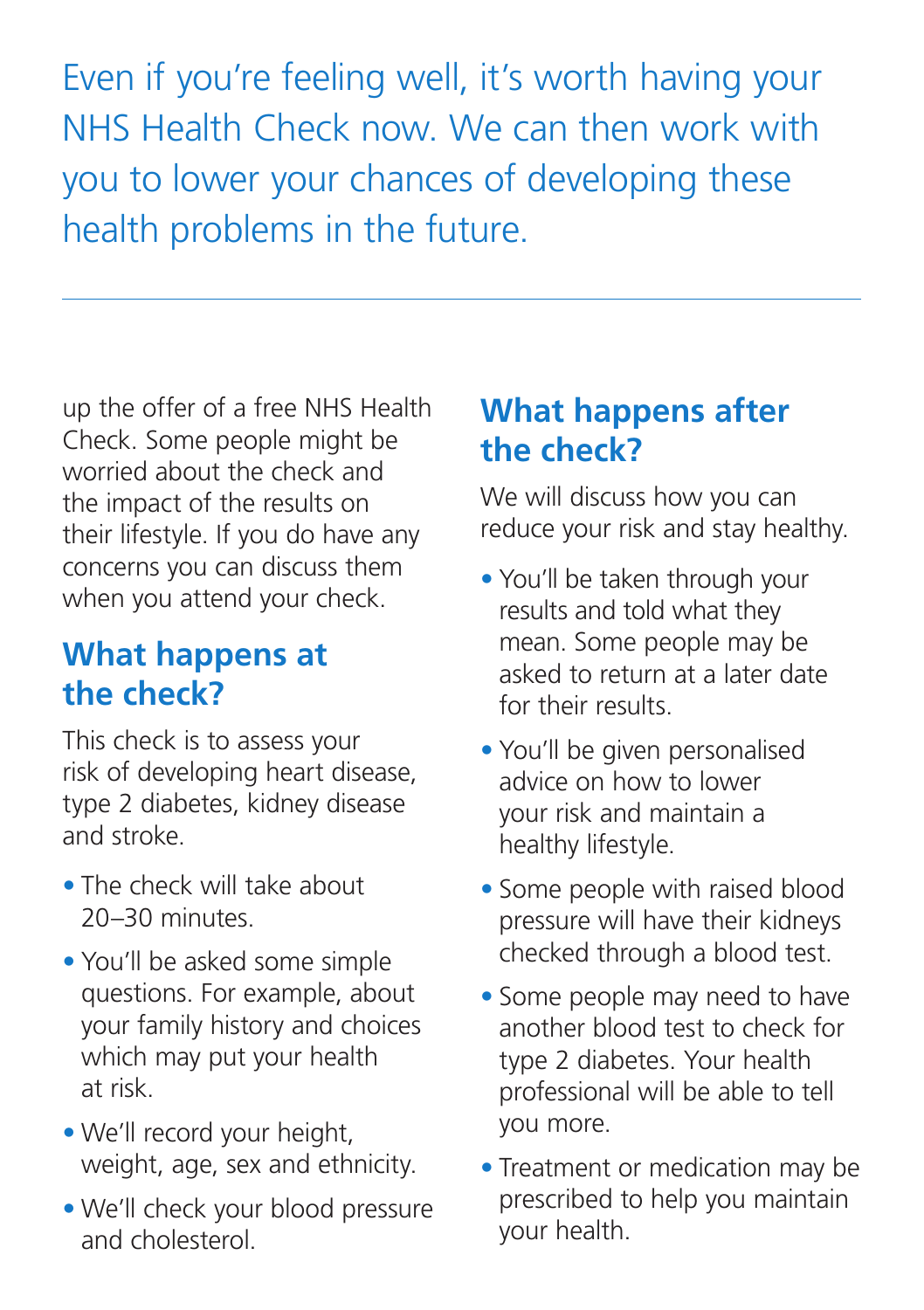Even if you're feeling well, it's worth having your NHS Health Check now. We can then work with you to lower your chances of developing these health problems in the future.

---

up the offer of a free NHS Health Check. Some people might be worried about the check and the impact of the results on their lifestyle. If you do have any concerns you can discuss them when you attend your check.

## What happens at the check?

This check is to assess your risk of developing heart disease, type 2 diabetes, kidney disease and stroke.

- The check will take about 20–30 minutes.
- You'll be asked some simple questions. For example, about your family history and choices which may put your health at risk.
- We'll record your height, weight, age, sex and ethnicity.
- We'll check your blood pressure and cholesterol.

## What happens after the check?

We will discuss how you can reduce your risk and stay healthy.

- You'll be taken through your results and told what they mean. Some people may be asked to return at a later date for their results.
- You'll be given personalised advice on how to lower your risk and maintain a healthy lifestyle.
- Some people with raised blood pressure will have their kidneys checked through a blood test.
- Some people may need to have another blood test to check for type 2 diabetes. Your health professional will be able to tell you more.
- Treatment or medication may be prescribed to help you maintain your health.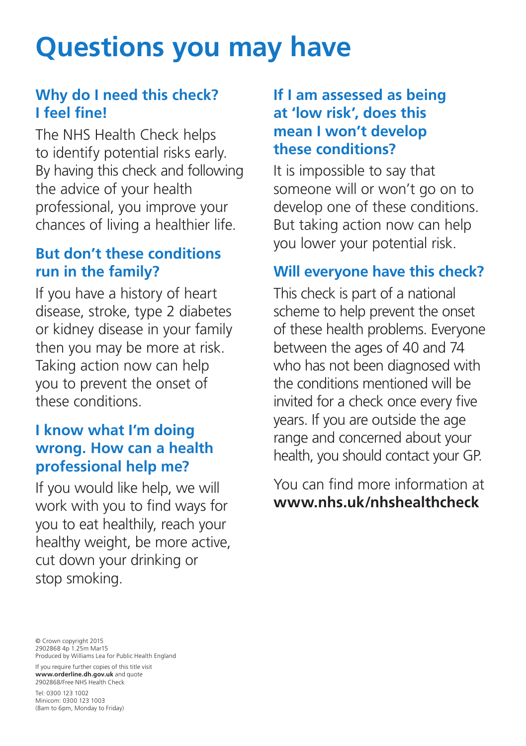# Questions you may have

## Why do I need this check? I feel fine!

The NHS Health Check helps to identify potential risks early. By having this check and following the advice of your health professional, you improve your chances of living a healthier life.

## But don't these conditions run in the family?

If you have a history of heart disease, stroke, type 2 diabetes or kidney disease in your family then you may be more at risk. Taking action now can help you to prevent the onset of these conditions.

## I know what I'm doing wrong. How can a health professional help me?

If you would like help, we will work with you to find ways for you to eat healthily, reach your healthy weight, be more active, cut down your drinking or stop smoking.

## If I am assessed as being at 'low risk', does this mean I won't develop these conditions?

It is impossible to say that someone will or won't go on to develop one of these conditions. But taking action now can help you lower your potential risk.

## Will everyone have this check?

This check is part of a national scheme to help prevent the onset of these health problems. Everyone between the ages of 40 and 74 who has not been diagnosed with the conditions mentioned will be invited for a check once every five years. If you are outside the age range and concerned about your health, you should contact your GP.

You can find more information at **www.nhs.uk/nhshealthcheck**

© Crown copyright 2015
2902868 4p 1.25m Mar15
Produced by Williams Lea for Public Health England

If you require further copies of this title visit **www.orderline.dh.gov.uk** and quote 2902868/Free NHS Health Check

Tel: 0300 123 1002
Minicom: 0300 123 1003
(8am to 6pm, Monday to Friday)